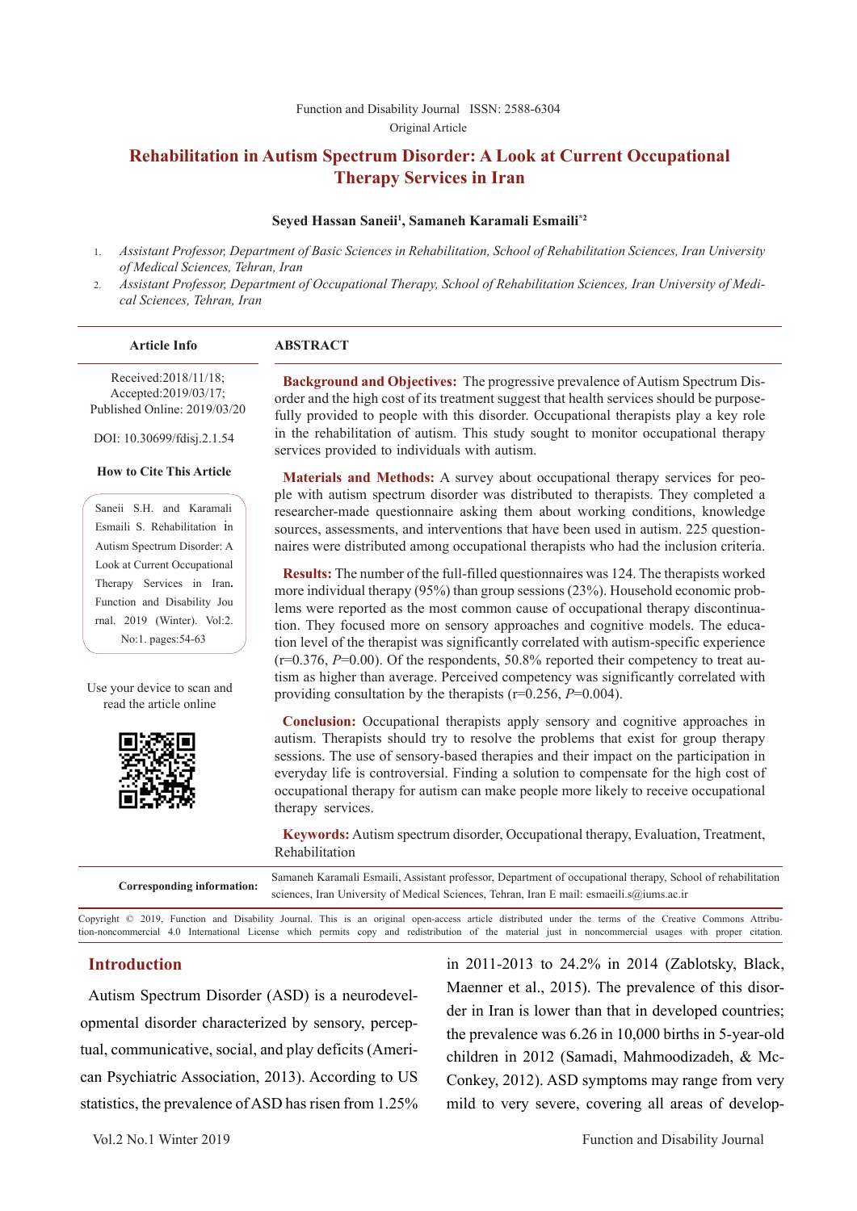Function and Disability Journal ISSN: 2588-6304

Original Article

# Rehabilitation in Autism Spectrum Disorder: A Look at Current Occupational Therapy Services in Iran

**Seyed Hassan Saneii[1], Samaneh Karamali Esmaili*[2]**

1. *Assistant Professor, Department of Basic Sciences in Rehabilitation, School of Rehabilitation Sciences, Iran University of Medical Sciences, Tehran, Iran*
2. *Assistant Professor, Department of Occupational Therapy, School of Rehabilitation Sciences, Iran University of Medical Sciences, Tehran, Iran*

**Article Info**

Received:2018/11/18;
Accepted:2019/03/17;
Published Online: 2019/03/20

DOI: 10.30699/fdisj.2.1.54

**How to Cite This Article**

Saneii S.H. and Karamali Esmaili S. Rehabilitation in Autism Spectrum Disorder: A Look at Current Occupational Therapy Services in Iran. Function and Disability Journal. 2019 (Winter). Vol:2. No:1. pages:54-63

Use your device to scan and read the article online

## ABSTRACT

**Background and Objectives:** The progressive prevalence of Autism Spectrum Disorder and the high cost of its treatment suggest that health services should be purposefully provided to people with this disorder. Occupational therapists play a key role in the rehabilitation of autism. This study sought to monitor occupational therapy services provided to individuals with autism.

**Materials and Methods:** A survey about occupational therapy services for people with autism spectrum disorder was distributed to therapists. They completed a researcher-made questionnaire asking them about working conditions, knowledge sources, assessments, and interventions that have been used in autism. 225 questionnaires were distributed among occupational therapists who had the inclusion criteria.

**Results:** The number of the full-filled questionnaires was 124. The therapists worked more individual therapy (95%) than group sessions (23%). Household economic problems were reported as the most common cause of occupational therapy discontinuation. They focused more on sensory approaches and cognitive models. The education level of the therapist was significantly correlated with autism-specific experience (r=0.376, *P*=0.00). Of the respondents, 50.8% reported their competency to treat autism as higher than average. Perceived competency was significantly correlated with providing consultation by the therapists (r=0.256, *P*=0.004).

**Conclusion:** Occupational therapists apply sensory and cognitive approaches in autism. Therapists should try to resolve the problems that exist for group therapy sessions. The use of sensory-based therapies and their impact on the participation in everyday life is controversial. Finding a solution to compensate for the high cost of occupational therapy for autism can make people more likely to receive occupational therapy services.

**Keywords:** Autism spectrum disorder, Occupational therapy, Evaluation, Treatment, Rehabilitation

**Corresponding information:** Samaneh Karamali Esmaili, Assistant professor, Department of occupational therapy, School of rehabilitation sciences, Iran University of Medical Sciences, Tehran, Iran E mail: esmaeili.s@iums.ac.ir

Copyright © 2019, Function and Disability Journal. This is an original open-access article distributed under the terms of the Creative Commons Attribution-noncommercial 4.0 International License which permits copy and redistribution of the material just in noncommercial usages with proper citation.

## Introduction

Autism Spectrum Disorder (ASD) is a neurodevelopmental disorder characterized by sensory, perceptual, communicative, social, and play deficits (American Psychiatric Association, 2013). According to US statistics, the prevalence of ASD has risen from 1.25% in 2011-2013 to 24.2% in 2014 (Zablotsky, Black, Maenner et al., 2015). The prevalence of this disorder in Iran is lower than that in developed countries; the prevalence was 6.26 in 10,000 births in 5-year-old children in 2012 (Samadi, Mahmoodizadeh, & McConkey, 2012). ASD symptoms may range from very mild to very severe, covering all areas of develop-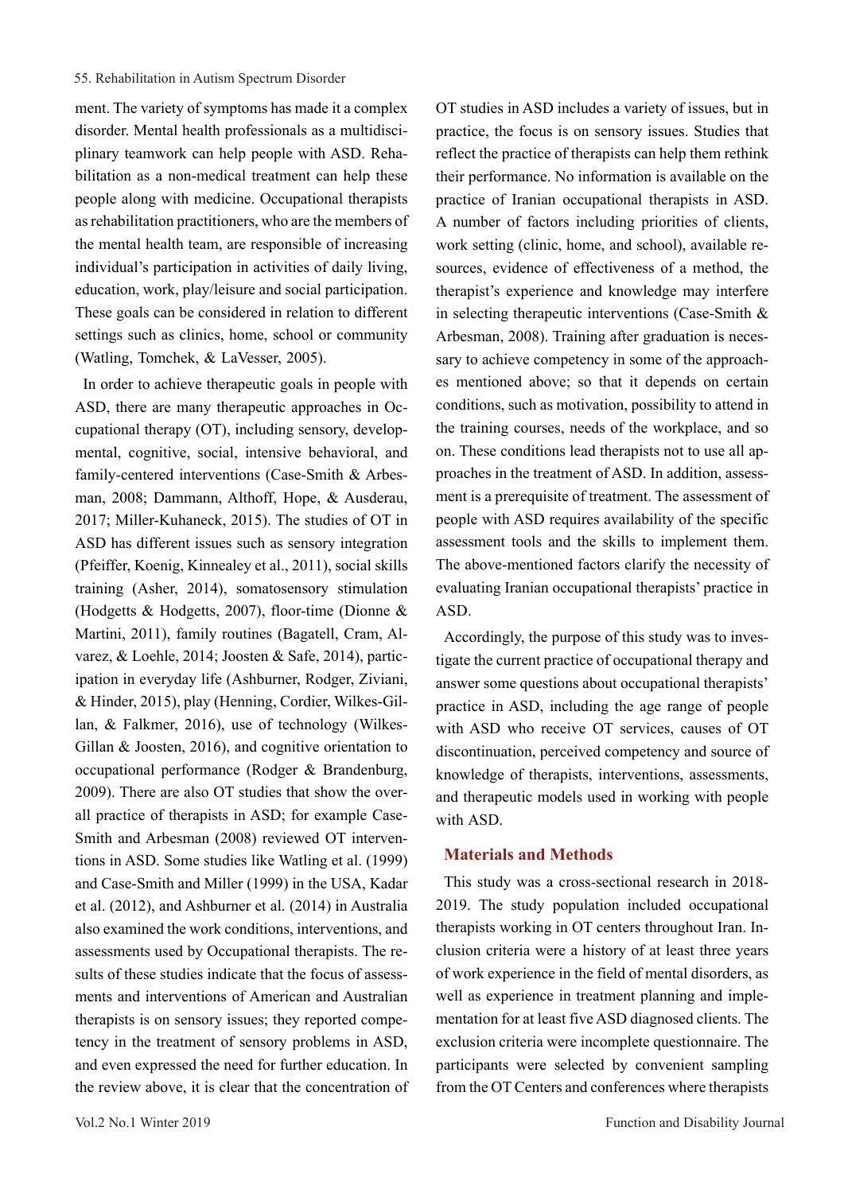ment. The variety of symptoms has made it a complex disorder. Mental health professionals as a multidisciplinary teamwork can help people with ASD. Rehabilitation as a non-medical treatment can help these people along with medicine. Occupational therapists as rehabilitation practitioners, who are the members of the mental health team, are responsible of increasing individual's participation in activities of daily living, education, work, play/leisure and social participation. These goals can be considered in relation to different settings such as clinics, home, school or community (Watling, Tomchek, & LaVesser, 2005).

In order to achieve therapeutic goals in people with ASD, there are many therapeutic approaches in Occupational therapy (OT), including sensory, developmental, cognitive, social, intensive behavioral, and family-centered interventions (Case-Smith & Arbesman, 2008; Dammann, Althoff, Hope, & Ausderau, 2017; Miller-Kuhaneck, 2015). The studies of OT in ASD has different issues such as sensory integration (Pfeiffer, Koenig, Kinnealey et al., 2011), social skills training (Asher, 2014), somatosensory stimulation (Hodgetts & Hodgetts, 2007), floor-time (Dionne & Martini, 2011), family routines (Bagatell, Cram, Alvarez, & Loehle, 2014; Joosten & Safe, 2014), participation in everyday life (Ashburner, Rodger, Ziviani, & Hinder, 2015), play (Henning, Cordier, Wilkes-Gillan, & Falkmer, 2016), use of technology (Wilkes-Gillan & Joosten, 2016), and cognitive orientation to occupational performance (Rodger & Brandenburg, 2009). There are also OT studies that show the overall practice of therapists in ASD; for example Case-Smith and Arbesman (2008) reviewed OT interventions in ASD. Some studies like Watling et al. (1999) and Case-Smith and Miller (1999) in the USA, Kadar et al. (2012), and Ashburner et al. (2014) in Australia also examined the work conditions, interventions, and assessments used by Occupational therapists. The results of these studies indicate that the focus of assessments and interventions of American and Australian therapists is on sensory issues; they reported competency in the treatment of sensory problems in ASD, and even expressed the need for further education. In the review above, it is clear that the concentration of OT studies in ASD includes a variety of issues, but in practice, the focus is on sensory issues. Studies that reflect the practice of therapists can help them rethink their performance. No information is available on the practice of Iranian occupational therapists in ASD. A number of factors including priorities of clients, work setting (clinic, home, and school), available resources, evidence of effectiveness of a method, the therapist's experience and knowledge may interfere in selecting therapeutic interventions (Case-Smith & Arbesman, 2008). Training after graduation is necessary to achieve competency in some of the approaches mentioned above; so that it depends on certain conditions, such as motivation, possibility to attend in the training courses, needs of the workplace, and so on. These conditions lead therapists not to use all approaches in the treatment of ASD. In addition, assessment is a prerequisite of treatment. The assessment of people with ASD requires availability of the specific assessment tools and the skills to implement them. The above-mentioned factors clarify the necessity of evaluating Iranian occupational therapists' practice in ASD.

Accordingly, the purpose of this study was to investigate the current practice of occupational therapy and answer some questions about occupational therapists' practice in ASD, including the age range of people with ASD who receive OT services, causes of OT discontinuation, perceived competency and source of knowledge of therapists, interventions, assessments, and therapeutic models used in working with people with ASD.

## Materials and Methods

This study was a cross-sectional research in 2018-2019. The study population included occupational therapists working in OT centers throughout Iran. Inclusion criteria were a history of at least three years of work experience in the field of mental disorders, as well as experience in treatment planning and implementation for at least five ASD diagnosed clients. The exclusion criteria were incomplete questionnaire. The participants were selected by convenient sampling from the OT Centers and conferences where therapists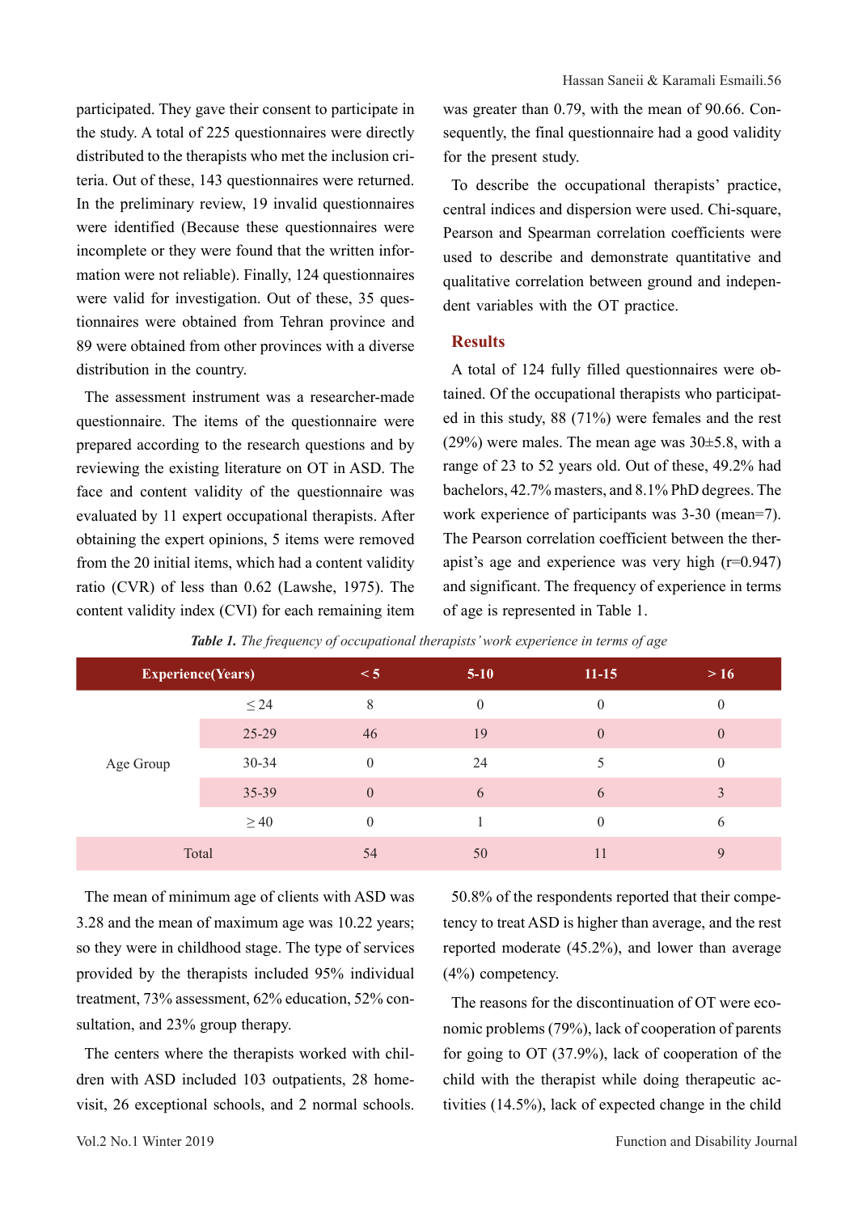participated. They gave their consent to participate in the study. A total of 225 questionnaires were directly distributed to the therapists who met the inclusion criteria. Out of these, 143 questionnaires were returned. In the preliminary review, 19 invalid questionnaires were identified (Because these questionnaires were incomplete or they were found that the written information were not reliable). Finally, 124 questionnaires were valid for investigation. Out of these, 35 questionnaires were obtained from Tehran province and 89 were obtained from other provinces with a diverse distribution in the country.

The assessment instrument was a researcher-made questionnaire. The items of the questionnaire were prepared according to the research questions and by reviewing the existing literature on OT in ASD. The face and content validity of the questionnaire was evaluated by 11 expert occupational therapists. After obtaining the expert opinions, 5 items were removed from the 20 initial items, which had a content validity ratio (CVR) of less than 0.62 (Lawshe, 1975). The content validity index (CVI) for each remaining item was greater than 0.79, with the mean of 90.66. Consequently, the final questionnaire had a good validity for the present study.

To describe the occupational therapists' practice, central indices and dispersion were used. Chi-square, Pearson and Spearman correlation coefficients were used to describe and demonstrate quantitative and qualitative correlation between ground and independent variables with the OT practice.

## Results

A total of 124 fully filled questionnaires were obtained. Of the occupational therapists who participated in this study, 88 (71%) were females and the rest (29%) were males. The mean age was 30±5.8, with a range of 23 to 52 years old. Out of these, 49.2% had bachelors, 42.7% masters, and 8.1% PhD degrees. The work experience of participants was 3-30 (mean=7). The Pearson correlation coefficient between the therapist's age and experience was very high (r=0.947) and significant. The frequency of experience in terms of age is represented in Table 1.

***Table 1.*** *The frequency of occupational therapists' work experience in terms of age*

| Experience(Years) | | < 5 | 5-10 | 11-15 | > 16 |
|---|---|---|---|---|---|
| Age Group | ≤ 24 | 8 | 0 | 0 | 0 |
| | 25-29 | 46 | 19 | 0 | 0 |
| | 30-34 | 0 | 24 | 5 | 0 |
| | 35-39 | 0 | 6 | 6 | 3 |
| | ≥ 40 | 0 | 1 | 0 | 6 |
| Total | | 54 | 50 | 11 | 9 |

The mean of minimum age of clients with ASD was 3.28 and the mean of maximum age was 10.22 years; so they were in childhood stage. The type of services provided by the therapists included 95% individual treatment, 73% assessment, 62% education, 52% consultation, and 23% group therapy.

The centers where the therapists worked with children with ASD included 103 outpatients, 28 home-visit, 26 exceptional schools, and 2 normal schools.

50.8% of the respondents reported that their competency to treat ASD is higher than average, and the rest reported moderate (45.2%), and lower than average (4%) competency.

The reasons for the discontinuation of OT were economic problems (79%), lack of cooperation of parents for going to OT (37.9%), lack of cooperation of the child with the therapist while doing therapeutic activities (14.5%), lack of expected change in the child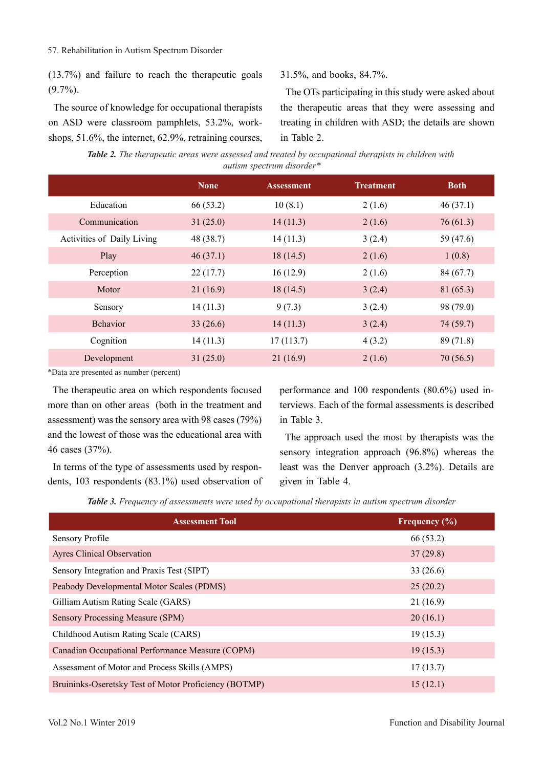(13.7%) and failure to reach the therapeutic goals (9.7%).

The source of knowledge for occupational therapists on ASD were classroom pamphlets, 53.2%, workshops, 51.6%, the internet, 62.9%, retraining courses, 31.5%, and books, 84.7%.

The OTs participating in this study were asked about the therapeutic areas that they were assessing and treating in children with ASD; the details are shown in Table 2.

***Table 2.*** *The therapeutic areas were assessed and treated by occupational therapists in children with autism spectrum disorder\**

| | None | Assessment | Treatment | Both |
|---|---|---|---|---|
| Education | 66 (53.2) | 10 (8.1) | 2 (1.6) | 46 (37.1) |
| Communication | 31 (25.0) | 14 (11.3) | 2 (1.6) | 76 (61.3) |
| Activities of Daily Living | 48 (38.7) | 14 (11.3) | 3 (2.4) | 59 (47.6) |
| Play | 46 (37.1) | 18 (14.5) | 2 (1.6) | 1 (0.8) |
| Perception | 22 (17.7) | 16 (12.9) | 2 (1.6) | 84 (67.7) |
| Motor | 21 (16.9) | 18 (14.5) | 3 (2.4) | 81 (65.3) |
| Sensory | 14 (11.3) | 9 (7.3) | 3 (2.4) | 98 (79.0) |
| Behavior | 33 (26.6) | 14 (11.3) | 3 (2.4) | 74 (59.7) |
| Cognition | 14 (11.3) | 17 (113.7) | 4 (3.2) | 89 (71.8) |
| Development | 31 (25.0) | 21 (16.9) | 2 (1.6) | 70 (56.5) |

\*Data are presented as number (percent)

The therapeutic area on which respondents focused more than on other areas (both in the treatment and assessment) was the sensory area with 98 cases (79%) and the lowest of those was the educational area with 46 cases (37%).

In terms of the type of assessments used by respondents, 103 respondents (83.1%) used observation of performance and 100 respondents (80.6%) used interviews. Each of the formal assessments is described in Table 3.

The approach used the most by therapists was the sensory integration approach (96.8%) whereas the least was the Denver approach (3.2%). Details are given in Table 4.

***Table 3.*** *Frequency of assessments were used by occupational therapists in autism spectrum disorder*

| Assessment Tool | Frequency (%) |
|---|---|
| Sensory Profile | 66 (53.2) |
| Ayres Clinical Observation | 37 (29.8) |
| Sensory Integration and Praxis Test (SIPT) | 33 (26.6) |
| Peabody Developmental Motor Scales (PDMS) | 25 (20.2) |
| Gilliam Autism Rating Scale (GARS) | 21 (16.9) |
| Sensory Processing Measure (SPM) | 20 (16.1) |
| Childhood Autism Rating Scale (CARS) | 19 (15.3) |
| Canadian Occupational Performance Measure (COPM) | 19 (15.3) |
| Assessment of Motor and Process Skills (AMPS) | 17 (13.7) |
| Bruininks-Oseretsky Test of Motor Proficiency (BOTMP) | 15 (12.1) |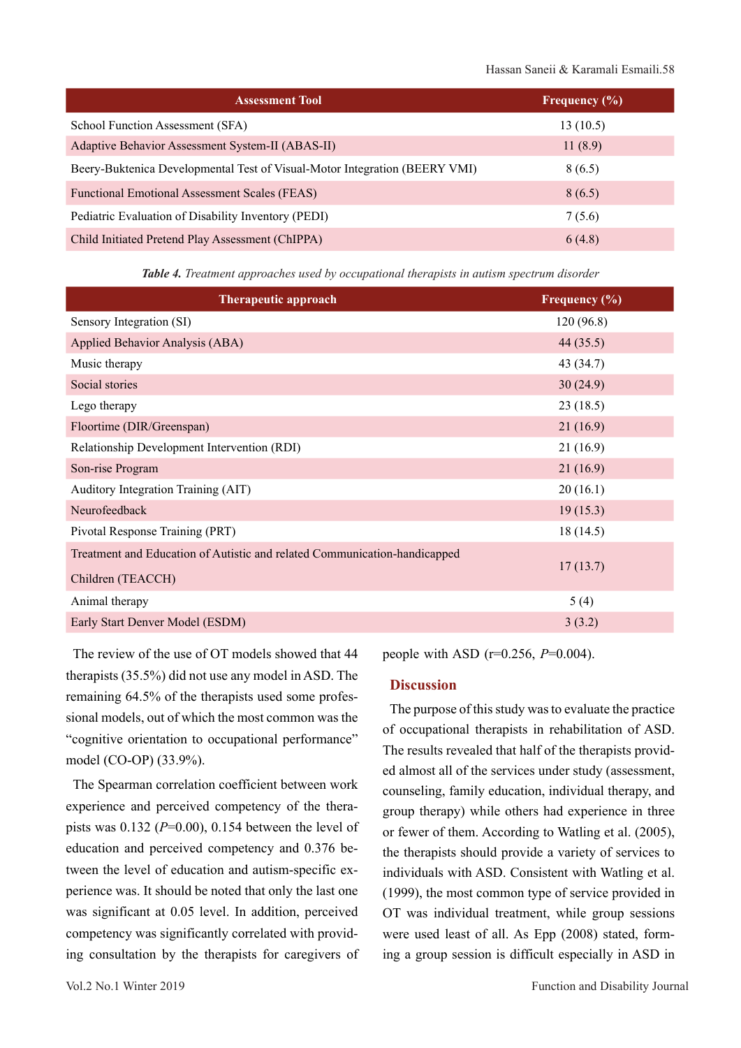| Assessment Tool | Frequency (%) |
|---|---|
| School Function Assessment (SFA) | 13 (10.5) |
| Adaptive Behavior Assessment System-II (ABAS-II) | 11 (8.9) |
| Beery-Buktenica Developmental Test of Visual-Motor Integration (BEERY VMI) | 8 (6.5) |
| Functional Emotional Assessment Scales (FEAS) | 8 (6.5) |
| Pediatric Evaluation of Disability Inventory (PEDI) | 7 (5.6) |
| Child Initiated Pretend Play Assessment (ChIPPA) | 6 (4.8) |

***Table 4.*** *Treatment approaches used by occupational therapists in autism spectrum disorder*

| Therapeutic approach | Frequency (%) |
|---|---|
| Sensory Integration (SI) | 120 (96.8) |
| Applied Behavior Analysis (ABA) | 44 (35.5) |
| Music therapy | 43 (34.7) |
| Social stories | 30 (24.9) |
| Lego therapy | 23 (18.5) |
| Floortime (DIR/Greenspan) | 21 (16.9) |
| Relationship Development Intervention (RDI) | 21 (16.9) |
| Son-rise Program | 21 (16.9) |
| Auditory Integration Training (AIT) | 20 (16.1) |
| Neurofeedback | 19 (15.3) |
| Pivotal Response Training (PRT) | 18 (14.5) |
| Treatment and Education of Autistic and related Communication-handicapped Children (TEACCH) | 17 (13.7) |
| Animal therapy | 5 (4) |
| Early Start Denver Model (ESDM) | 3 (3.2) |

The review of the use of OT models showed that 44 therapists (35.5%) did not use any model in ASD. The remaining 64.5% of the therapists used some professional models, out of which the most common was the "cognitive orientation to occupational performance" model (CO-OP) (33.9%).

The Spearman correlation coefficient between work experience and perceived competency of the therapists was 0.132 ($P$=0.00), 0.154 between the level of education and perceived competency and 0.376 between the level of education and autism-specific experience was. It should be noted that only the last one was significant at 0.05 level. In addition, perceived competency was significantly correlated with providing consultation by the therapists for caregivers of people with ASD (r=0.256, $P$=0.004).

## Discussion

The purpose of this study was to evaluate the practice of occupational therapists in rehabilitation of ASD. The results revealed that half of the therapists provided almost all of the services under study (assessment, counseling, family education, individual therapy, and group therapy) while others had experience in three or fewer of them. According to Watling et al. (2005), the therapists should provide a variety of services to individuals with ASD. Consistent with Watling et al. (1999), the most common type of service provided in OT was individual treatment, while group sessions were used least of all. As Epp (2008) stated, forming a group session is difficult especially in ASD in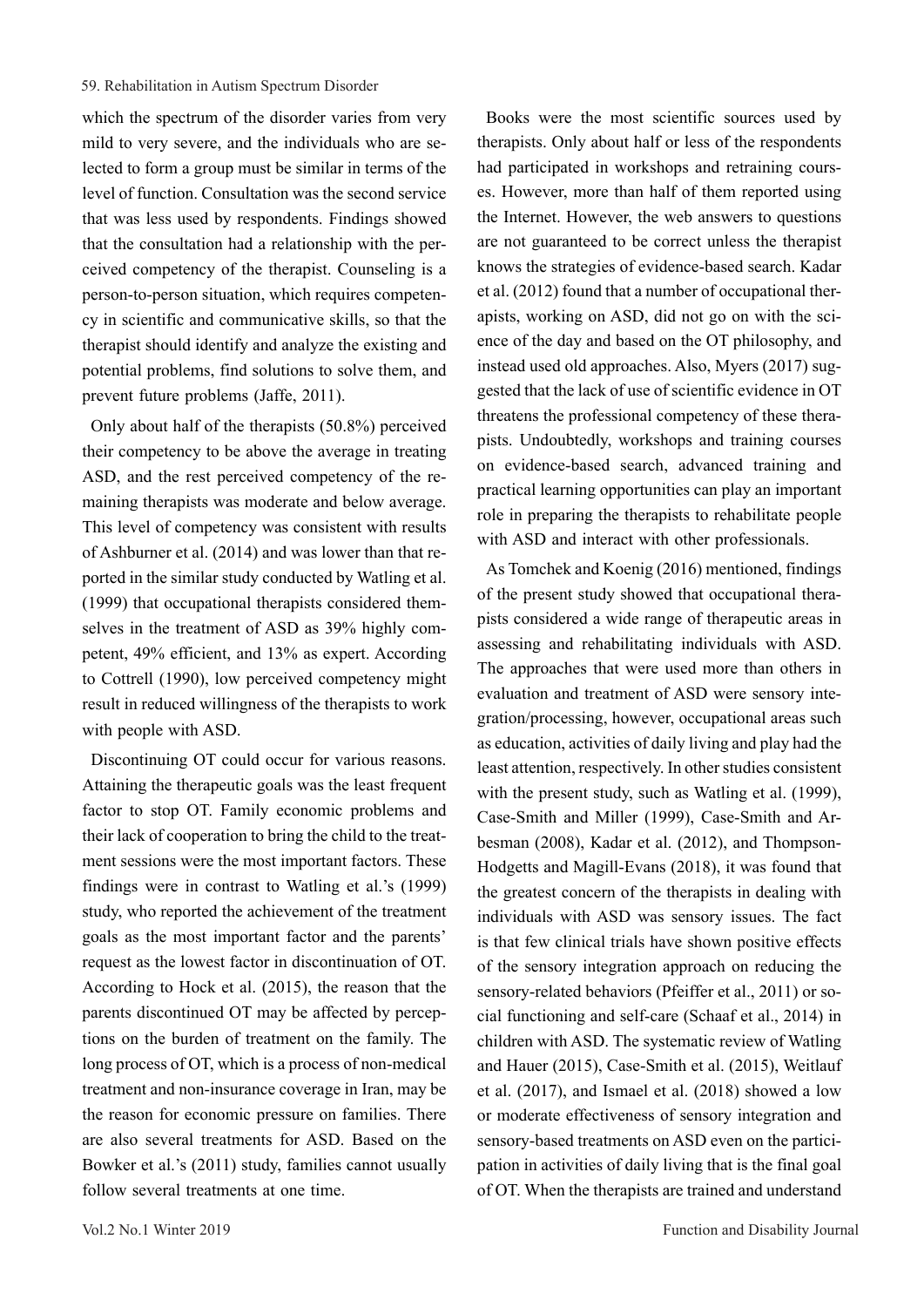which the spectrum of the disorder varies from very mild to very severe, and the individuals who are selected to form a group must be similar in terms of the level of function. Consultation was the second service that was less used by respondents. Findings showed that the consultation had a relationship with the perceived competency of the therapist. Counseling is a person-to-person situation, which requires competency in scientific and communicative skills, so that the therapist should identify and analyze the existing and potential problems, find solutions to solve them, and prevent future problems (Jaffe, 2011).

Only about half of the therapists (50.8%) perceived their competency to be above the average in treating ASD, and the rest perceived competency of the remaining therapists was moderate and below average. This level of competency was consistent with results of Ashburner et al. (2014) and was lower than that reported in the similar study conducted by Watling et al. (1999) that occupational therapists considered themselves in the treatment of ASD as 39% highly competent, 49% efficient, and 13% as expert. According to Cottrell (1990), low perceived competency might result in reduced willingness of the therapists to work with people with ASD.

Discontinuing OT could occur for various reasons. Attaining the therapeutic goals was the least frequent factor to stop OT. Family economic problems and their lack of cooperation to bring the child to the treatment sessions were the most important factors. These findings were in contrast to Watling et al.'s (1999) study, who reported the achievement of the treatment goals as the most important factor and the parents' request as the lowest factor in discontinuation of OT. According to Hock et al. (2015), the reason that the parents discontinued OT may be affected by perceptions on the burden of treatment on the family. The long process of OT, which is a process of non-medical treatment and non-insurance coverage in Iran, may be the reason for economic pressure on families. There are also several treatments for ASD. Based on the Bowker et al.'s (2011) study, families cannot usually follow several treatments at one time.

Books were the most scientific sources used by therapists. Only about half or less of the respondents had participated in workshops and retraining courses. However, more than half of them reported using the Internet. However, the web answers to questions are not guaranteed to be correct unless the therapist knows the strategies of evidence-based search. Kadar et al. (2012) found that a number of occupational therapists, working on ASD, did not go on with the science of the day and based on the OT philosophy, and instead used old approaches. Also, Myers (2017) suggested that the lack of use of scientific evidence in OT threatens the professional competency of these therapists. Undoubtedly, workshops and training courses on evidence-based search, advanced training and practical learning opportunities can play an important role in preparing the therapists to rehabilitate people with ASD and interact with other professionals.

As Tomchek and Koenig (2016) mentioned, findings of the present study showed that occupational therapists considered a wide range of therapeutic areas in assessing and rehabilitating individuals with ASD. The approaches that were used more than others in evaluation and treatment of ASD were sensory integration/processing, however, occupational areas such as education, activities of daily living and play had the least attention, respectively. In other studies consistent with the present study, such as Watling et al. (1999), Case-Smith and Miller (1999), Case-Smith and Arbesman (2008), Kadar et al. (2012), and Thompson-Hodgetts and Magill-Evans (2018), it was found that the greatest concern of the therapists in dealing with individuals with ASD was sensory issues. The fact is that few clinical trials have shown positive effects of the sensory integration approach on reducing the sensory-related behaviors (Pfeiffer et al., 2011) or social functioning and self-care (Schaaf et al., 2014) in children with ASD. The systematic review of Watling and Hauer (2015), Case-Smith et al. (2015), Weitlauf et al. (2017), and Ismael et al. (2018) showed a low or moderate effectiveness of sensory integration and sensory-based treatments on ASD even on the participation in activities of daily living that is the final goal of OT. When the therapists are trained and understand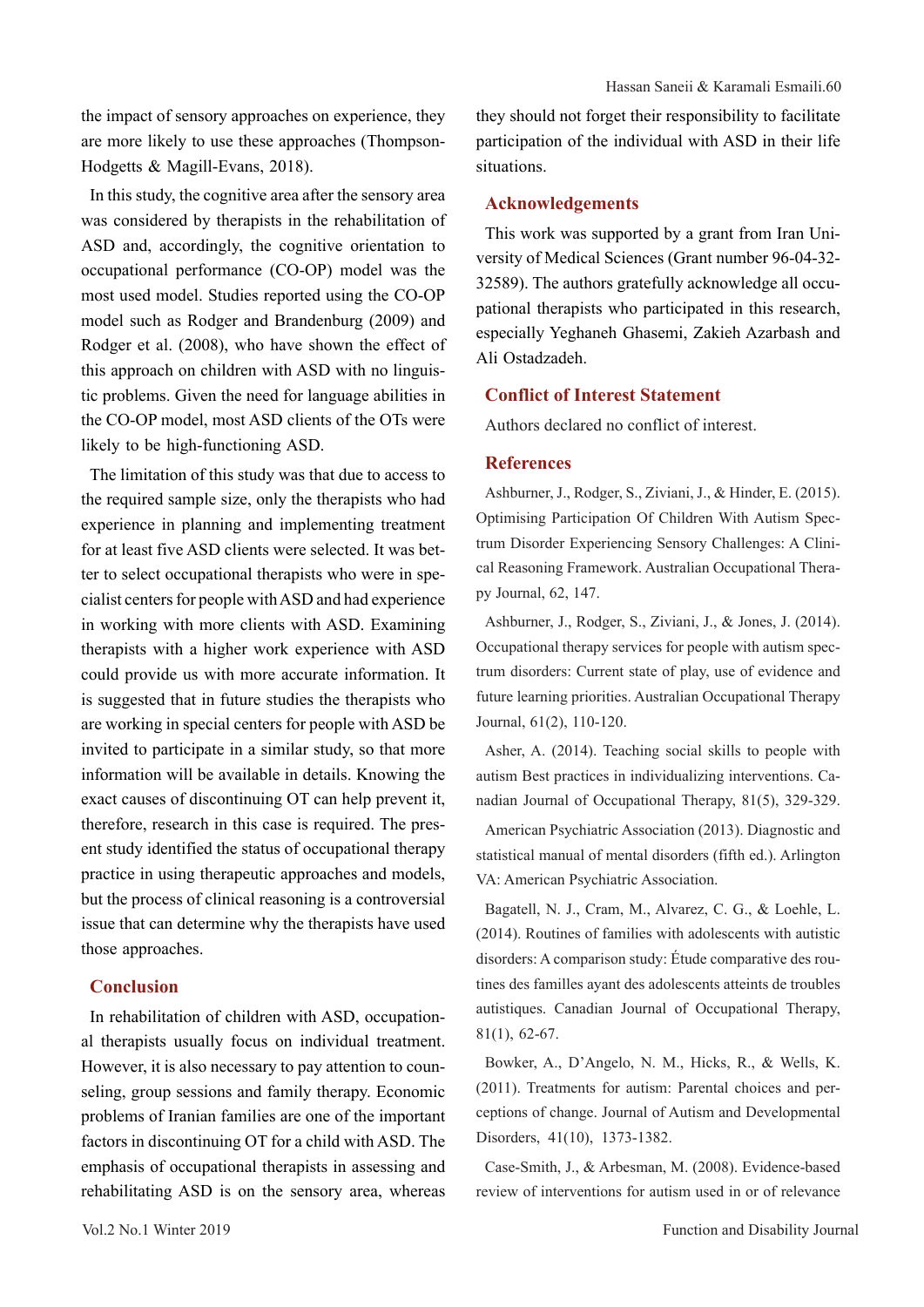the impact of sensory approaches on experience, they are more likely to use these approaches (Thompson-Hodgetts & Magill-Evans, 2018).

In this study, the cognitive area after the sensory area was considered by therapists in the rehabilitation of ASD and, accordingly, the cognitive orientation to occupational performance (CO-OP) model was the most used model. Studies reported using the CO-OP model such as Rodger and Brandenburg (2009) and Rodger et al. (2008), who have shown the effect of this approach on children with ASD with no linguistic problems. Given the need for language abilities in the CO-OP model, most ASD clients of the OTs were likely to be high-functioning ASD.

The limitation of this study was that due to access to the required sample size, only the therapists who had experience in planning and implementing treatment for at least five ASD clients were selected. It was better to select occupational therapists who were in specialist centers for people with ASD and had experience in working with more clients with ASD. Examining therapists with a higher work experience with ASD could provide us with more accurate information. It is suggested that in future studies the therapists who are working in special centers for people with ASD be invited to participate in a similar study, so that more information will be available in details. Knowing the exact causes of discontinuing OT can help prevent it, therefore, research in this case is required. The present study identified the status of occupational therapy practice in using therapeutic approaches and models, but the process of clinical reasoning is a controversial issue that can determine why the therapists have used those approaches.

## Conclusion

In rehabilitation of children with ASD, occupational therapists usually focus on individual treatment. However, it is also necessary to pay attention to counseling, group sessions and family therapy. Economic problems of Iranian families are one of the important factors in discontinuing OT for a child with ASD. The emphasis of occupational therapists in assessing and rehabilitating ASD is on the sensory area, whereas they should not forget their responsibility to facilitate participation of the individual with ASD in their life situations.

## Acknowledgements

This work was supported by a grant from Iran University of Medical Sciences (Grant number 96-04-32-32589). The authors gratefully acknowledge all occupational therapists who participated in this research, especially Yeghaneh Ghasemi, Zakieh Azarbash and Ali Ostadzadeh.

## Conflict of Interest Statement

Authors declared no conflict of interest.

## References

Ashburner, J., Rodger, S., Ziviani, J., & Hinder, E. (2015). Optimising Participation Of Children With Autism Spectrum Disorder Experiencing Sensory Challenges: A Clinical Reasoning Framework. Australian Occupational Therapy Journal, 62, 147.

Ashburner, J., Rodger, S., Ziviani, J., & Jones, J. (2014). Occupational therapy services for people with autism spectrum disorders: Current state of play, use of evidence and future learning priorities. Australian Occupational Therapy Journal, 61(2), 110-120.

Asher, A. (2014). Teaching social skills to people with autism Best practices in individualizing interventions. Canadian Journal of Occupational Therapy, 81(5), 329-329.

American Psychiatric Association (2013). Diagnostic and statistical manual of mental disorders (fifth ed.). Arlington VA: American Psychiatric Association.

Bagatell, N. J., Cram, M., Alvarez, C. G., & Loehle, L. (2014). Routines of families with adolescents with autistic disorders: A comparison study: Étude comparative des routines des familles ayant des adolescents atteints de troubles autistiques. Canadian Journal of Occupational Therapy, 81(1), 62-67.

Bowker, A., D'Angelo, N. M., Hicks, R., & Wells, K. (2011). Treatments for autism: Parental choices and perceptions of change. Journal of Autism and Developmental Disorders, 41(10), 1373-1382.

Case-Smith, J., & Arbesman, M. (2008). Evidence-based review of interventions for autism used in or of relevance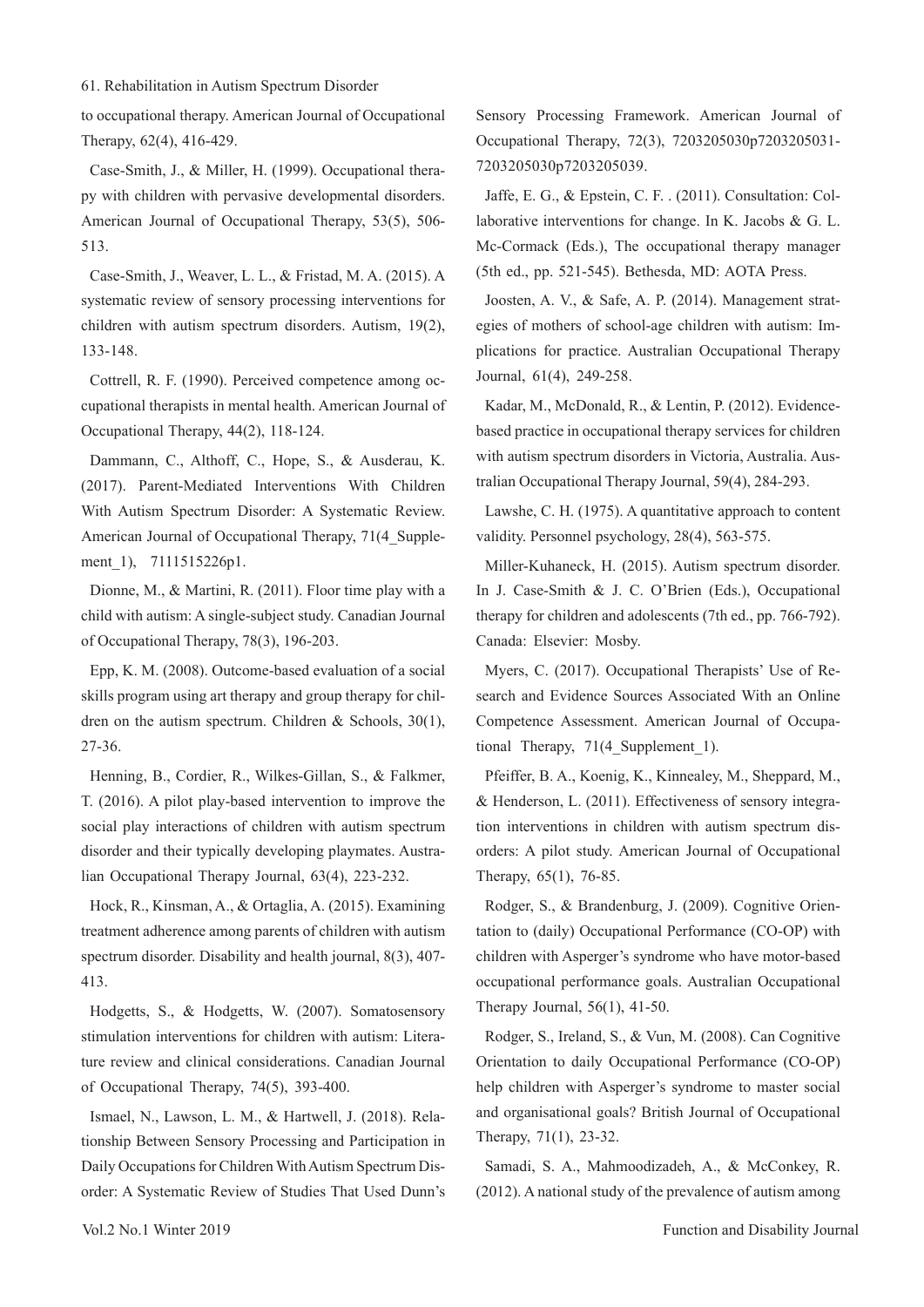to occupational therapy. American Journal of Occupational Therapy, 62(4), 416-429.

Case-Smith, J., & Miller, H. (1999). Occupational therapy with children with pervasive developmental disorders. American Journal of Occupational Therapy, 53(5), 506-513.

Case-Smith, J., Weaver, L. L., & Fristad, M. A. (2015). A systematic review of sensory processing interventions for children with autism spectrum disorders. Autism, 19(2), 133-148.

Cottrell, R. F. (1990). Perceived competence among occupational therapists in mental health. American Journal of Occupational Therapy, 44(2), 118-124.

Dammann, C., Althoff, C., Hope, S., & Ausderau, K. (2017). Parent-Mediated Interventions With Children With Autism Spectrum Disorder: A Systematic Review. American Journal of Occupational Therapy, 71(4_Supplement_1), 7111515226p1.

Dionne, M., & Martini, R. (2011). Floor time play with a child with autism: A single-subject study. Canadian Journal of Occupational Therapy, 78(3), 196-203.

Epp, K. M. (2008). Outcome-based evaluation of a social skills program using art therapy and group therapy for children on the autism spectrum. Children & Schools, 30(1), 27-36.

Henning, B., Cordier, R., Wilkes-Gillan, S., & Falkmer, T. (2016). A pilot play-based intervention to improve the social play interactions of children with autism spectrum disorder and their typically developing playmates. Australian Occupational Therapy Journal, 63(4), 223-232.

Hock, R., Kinsman, A., & Ortaglia, A. (2015). Examining treatment adherence among parents of children with autism spectrum disorder. Disability and health journal, 8(3), 407-413.

Hodgetts, S., & Hodgetts, W. (2007). Somatosensory stimulation interventions for children with autism: Literature review and clinical considerations. Canadian Journal of Occupational Therapy, 74(5), 393-400.

Ismael, N., Lawson, L. M., & Hartwell, J. (2018). Relationship Between Sensory Processing and Participation in Daily Occupations for Children With Autism Spectrum Disorder: A Systematic Review of Studies That Used Dunn's Sensory Processing Framework. American Journal of Occupational Therapy, 72(3), 7203205030p7203205031-7203205030p7203205039.

Jaffe, E. G., & Epstein, C. F. . (2011). Consultation: Collaborative interventions for change. In K. Jacobs & G. L. Mc-Cormack (Eds.), The occupational therapy manager (5th ed., pp. 521-545). Bethesda, MD: AOTA Press.

Joosten, A. V., & Safe, A. P. (2014). Management strategies of mothers of school-age children with autism: Implications for practice. Australian Occupational Therapy Journal, 61(4), 249-258.

Kadar, M., McDonald, R., & Lentin, P. (2012). Evidence-based practice in occupational therapy services for children with autism spectrum disorders in Victoria, Australia. Australian Occupational Therapy Journal, 59(4), 284-293.

Lawshe, C. H. (1975). A quantitative approach to content validity. Personnel psychology, 28(4), 563-575.

Miller-Kuhaneck, H. (2015). Autism spectrum disorder. In J. Case-Smith & J. C. O'Brien (Eds.), Occupational therapy for children and adolescents (7th ed., pp. 766-792). Canada: Elsevier: Mosby.

Myers, C. (2017). Occupational Therapists' Use of Research and Evidence Sources Associated With an Online Competence Assessment. American Journal of Occupational Therapy, 71(4_Supplement_1).

Pfeiffer, B. A., Koenig, K., Kinnealey, M., Sheppard, M., & Henderson, L. (2011). Effectiveness of sensory integration interventions in children with autism spectrum disorders: A pilot study. American Journal of Occupational Therapy, 65(1), 76-85.

Rodger, S., & Brandenburg, J. (2009). Cognitive Orientation to (daily) Occupational Performance (CO-OP) with children with Asperger's syndrome who have motor-based occupational performance goals. Australian Occupational Therapy Journal, 56(1), 41-50.

Rodger, S., Ireland, S., & Vun, M. (2008). Can Cognitive Orientation to daily Occupational Performance (CO-OP) help children with Asperger's syndrome to master social and organisational goals? British Journal of Occupational Therapy, 71(1), 23-32.

Samadi, S. A., Mahmoodizadeh, A., & McConkey, R. (2012). A national study of the prevalence of autism among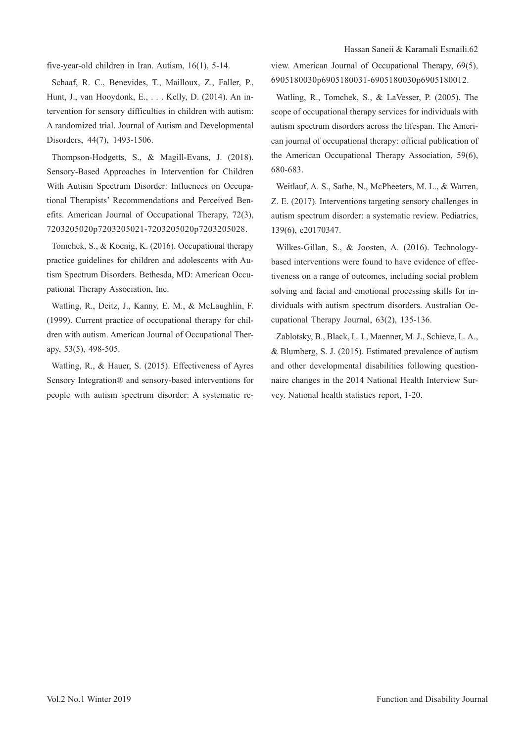five-year-old children in Iran. Autism, 16(1), 5-14.

Schaaf, R. C., Benevides, T., Mailloux, Z., Faller, P., Hunt, J., van Hooydonk, E., . . . Kelly, D. (2014). An intervention for sensory difficulties in children with autism: A randomized trial. Journal of Autism and Developmental Disorders, 44(7), 1493-1506.

Thompson-Hodgetts, S., & Magill-Evans, J. (2018). Sensory-Based Approaches in Intervention for Children With Autism Spectrum Disorder: Influences on Occupational Therapists' Recommendations and Perceived Benefits. American Journal of Occupational Therapy, 72(3), 7203205020p7203205021-7203205020p7203205028.

Tomchek, S., & Koenig, K. (2016). Occupational therapy practice guidelines for children and adolescents with Autism Spectrum Disorders. Bethesda, MD: American Occupational Therapy Association, Inc.

Watling, R., Deitz, J., Kanny, E. M., & McLaughlin, F. (1999). Current practice of occupational therapy for children with autism. American Journal of Occupational Therapy, 53(5), 498-505.

Watling, R., & Hauer, S. (2015). Effectiveness of Ayres Sensory Integration® and sensory-based interventions for people with autism spectrum disorder: A systematic review. American Journal of Occupational Therapy, 69(5), 6905180030p6905180031-6905180030p6905180012.

Watling, R., Tomchek, S., & LaVesser, P. (2005). The scope of occupational therapy services for individuals with autism spectrum disorders across the lifespan. The American journal of occupational therapy: official publication of the American Occupational Therapy Association, 59(6), 680-683.

Weitlauf, A. S., Sathe, N., McPheeters, M. L., & Warren, Z. E. (2017). Interventions targeting sensory challenges in autism spectrum disorder: a systematic review. Pediatrics, 139(6), e20170347.

Wilkes-Gillan, S., & Joosten, A. (2016). Technology-based interventions were found to have evidence of effectiveness on a range of outcomes, including social problem solving and facial and emotional processing skills for individuals with autism spectrum disorders. Australian Occupational Therapy Journal, 63(2), 135-136.

Zablotsky, B., Black, L. I., Maenner, M. J., Schieve, L. A., & Blumberg, S. J. (2015). Estimated prevalence of autism and other developmental disabilities following questionnaire changes in the 2014 National Health Interview Survey. National health statistics report, 1-20.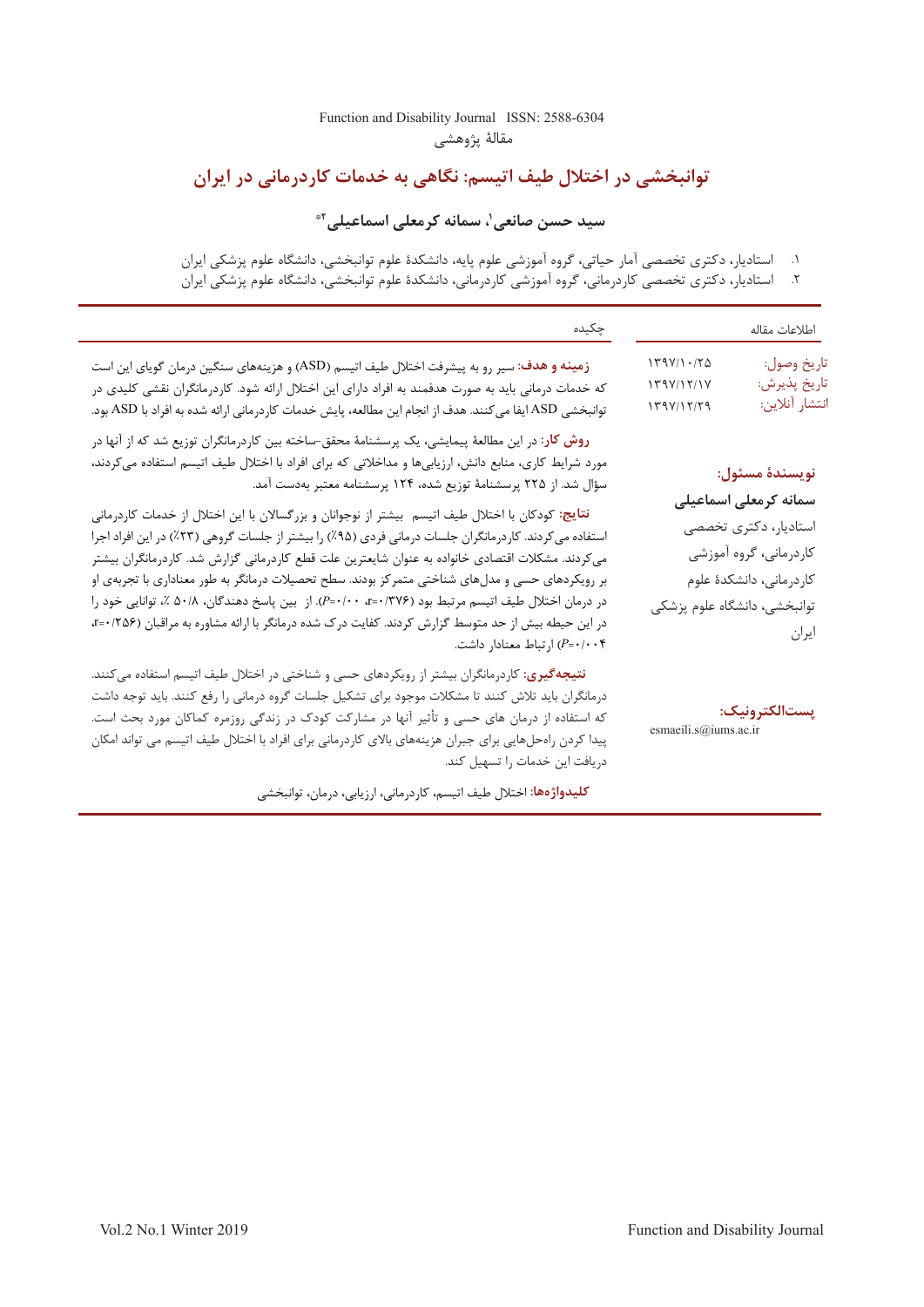Function and Disability Journal ISSN: 2588-6304

مقالهٔ پژوهشی

# توانبخشی در اختلال طیف اتیسم: نگاهی به خدمات کاردرمانی در ایران

## سید حسن صانعی[1]، سمانه کرمعلی اسماعیلی[2]*

۱. استادیار، دکتری تخصصی آمار حیاتی، گروه آموزشی علوم پایه، دانشکدهٔ علوم توانبخشی، دانشگاه علوم پزشکی ایران
۲. استادیار، دکتری تخصصی کاردرمانی، گروه آموزشی کاردرمانی، دانشکدهٔ علوم توانبخشی، دانشگاه علوم پزشکی ایران

**اطلاعات مقاله**

تاریخ وصول: ۱۳۹۷/۱۰/۲۵
تاریخ پذیرش: ۱۳۹۷/۱۲/۱۷
انتشار آنلاین: ۱۳۹۷/۱۲/۲۹

**نویسندهٔ مسئول:**

**سمانه کرمعلی اسماعیلی**

استادیار، دکتری تخصصی کاردرمانی، گروه آموزشی کاردرمانی، دانشکدهٔ علوم توانبخشی، دانشگاه علوم پزشکی ایران

**پست‌الکترونیک:**
esmaeili.s@iums.ac.ir

**چکیده**

**زمینه و هدف:** سیر رو به پیشرفت اختلال طیف اتیسم (ASD) و هزینه‌های سنگین درمان گویای این است که خدمات درمانی باید به صورت هدفمند به افراد دارای این اختلال ارائه شود. کاردرمانگران نقشی کلیدی در توانبخشی ASD ایفا می‌کنند. هدف از انجام این مطالعه، پایش خدمات کاردرمانی ارائه شده به افراد با ASD بود.

**روش کار:** در این مطالعهٔ پیمایشی، یک پرسشنامهٔ محقق-ساخته بین کاردرمانگران توزیع شد که از آنها در مورد شرایط کاری، منابع دانش، ارزیابی‌ها و مداخلاتی که برای افراد با اختلال طیف اتیسم استفاده می‌کردند، سؤال شد. از ۲۲۵ پرسشنامهٔ توزیع شده، ۱۲۴ پرسشنامه معتبر بدست آمد.

**نتایج:** کودکان با اختلال طیف اتیسم بیشتر از نوجوانان و بزرگسالان با این اختلال از خدمات کاردرمانی استفاده می‌کردند. کاردرمانگران جلسات درمانی فردی (۹۵٪) را بیشتر از جلسات گروهی (۲۳٪) در این افراد اجرا می‌کردند. مشکلات اقتصادی خانواده به عنوان شایعترین علت قطع کاردرمانی گزارش شد. کاردرمانگران بیشتر بر رویکردهای حسی و مدل‌های شناختی متمرکز بودند. سطح تحصیلات درمانگر به طور معناداری با تجربه‌ی او در درمان اختلال طیف اتیسم مرتبط بود ($r$=۰/۳۷۶، $P$=۰/۰۰). از بین پاسخ دهندگان، ۵۰/۸ ٪ توانایی خود را در این حیطه بیش از حد متوسط گزارش کردند. کفایت درک شده درمانگر با ارائه مشاوره به مراقبان ($r$=۰/۲۵۶، $P$=۰/۰۰۴) ارتباط معنادار داشت.

**نتیجه‌گیری:** کاردرمانگران بیشتر از رویکردهای حسی و شناختی در اختلال طیف اتیسم استفاده می‌کنند. درمانگران باید تلاش کنند تا مشکلات موجود برای تشکیل جلسات گروه درمانی را رفع کنند. باید توجه داشت که استفاده از درمان های حسی و تأثیر آنها در مشارکت کودک در زندگی روزمره کماکان مورد بحث است. پیدا کردن راه‌حل‌هایی برای جبران هزینه‌های بالای کاردرمانی برای افراد با اختلال طیف اتیسم می تواند امکان دریافت این خدمات را تسهیل کند.

**کلیدواژه‌ها:** اختلال طیف اتیسم، کاردرمانی، ارزیابی، درمان، توانبخشی